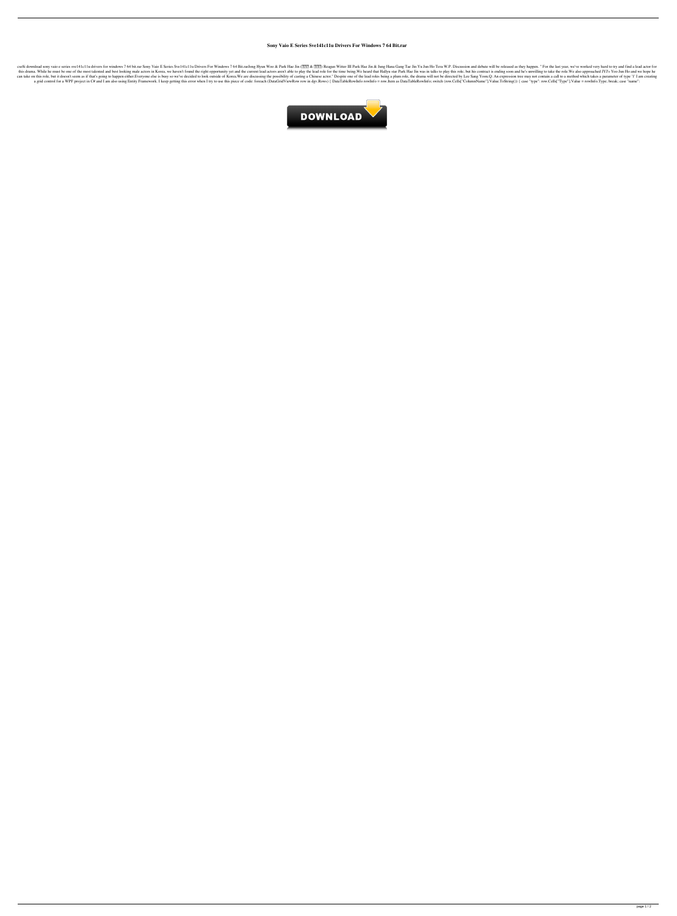# Sony Vaio E Series Sve141c11u Drivers For Windows 7 64 Bit.rar

cse8i download sony vaio e series sve141c11u drivers for windows 7 64 bit.rar Sony Vaio E Series Sve141c11u Drivers For Windows 7 64 Bit.rarJung Hyun Woo & Park Hae Jin (??? & ???) Reagan Witter III Park Hae Jin & Jung Hana Gang Tae Jin Yu Jun Ho Tera W.P. Discussion and debate will be released as they happen. " For the last year, we've worked very hard to try and find a lead actor for this drama. While he must be one of the most talented and best looking male actors in Korea, we haven't found the right opportunity yet and the current lead actors aren't able to play the lead role for the time being.We heard that Hallyu star Park Hae Jin was in talks to play this role, but his contract is ending soon and he's unwilling to take the role.We also approached JYJ's Yoo Jun Ho and we hope he can take on this role, but it doesn't seem as if that's going to happen either.Everyone else is busy so we've decided to look outside of Korea.We are discussing the possibility of casting a Chinese actor." Despite one of the lead roles being a plum role, the drama will not be directed by Lee Sang Yoon.Q: An expression tree may not contain a call to a method which takes a parameter of type 'I' I am creating a grid control for a WPF project in C# and I am also using Entity Framework. I keep getting this error when I try to use this piece of code: foreach (DataGridViewRow row in dgv.Rows) { DataTableRowInfo rowInfo = row.Item as DataTableRowInfo; switch (row.Cells["ColumnName"].Value.ToString()) { case "type": row.Cells["Type"].Value = rowInfo.Type; break; case "name":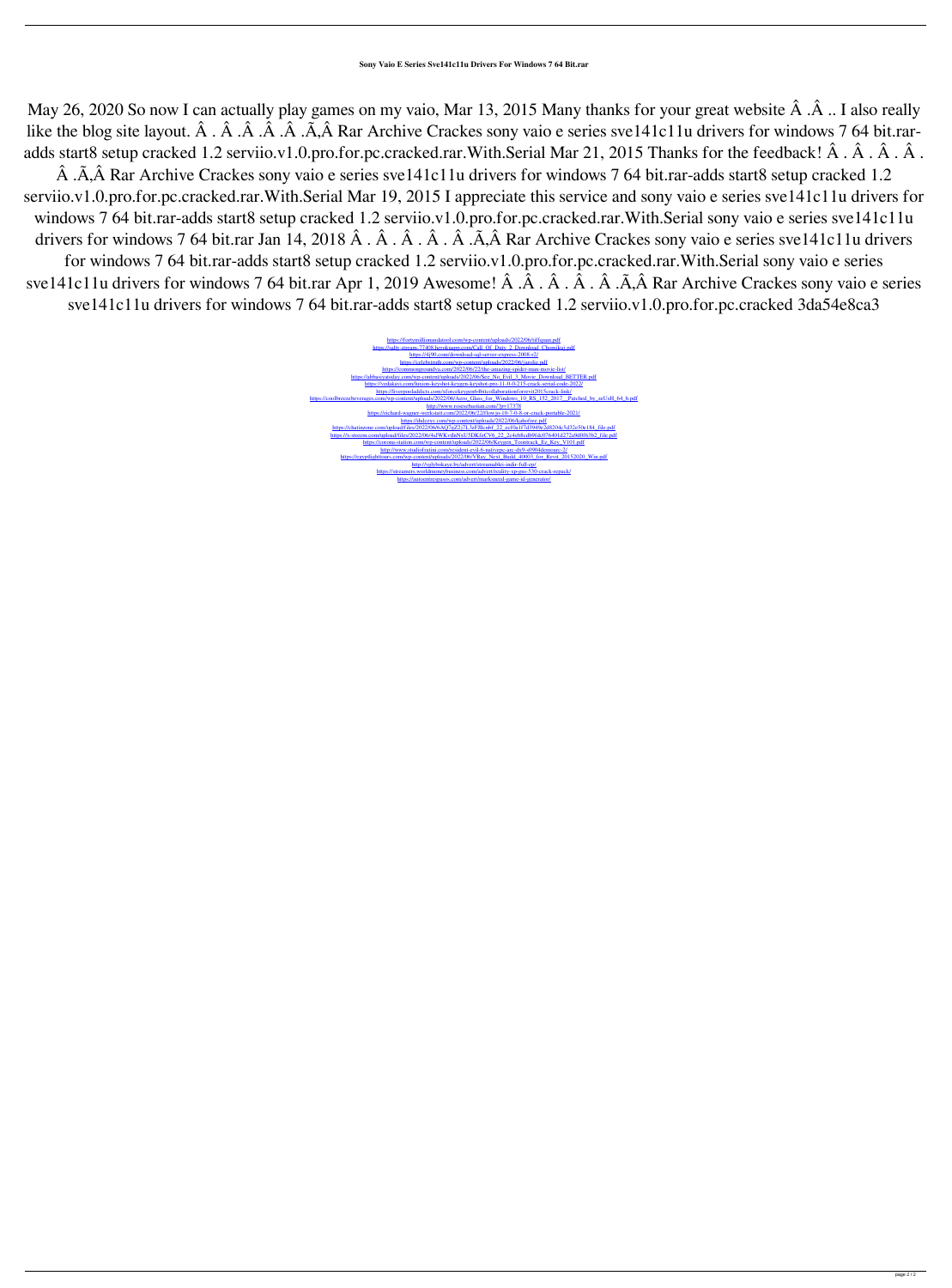**Sony Vaio E Series Sve141c11u Drivers For Windows 7 64 Bit.rar**

May 26, 2020 So now I can actually play games on my vaio, Mar 13, 2015 Many thanks for your great website Â .Â .. I also really like the blog site layout. Â . Â .Â .Â .Â .Ã,Â Rar Archive Crackes sony vaio e series sve141c11u drivers for windows 7 64 bit.rar-adds start8 setup cracked 1.2 serviio.v1.0.pro.for.pc.cracked.rar.With.Serial Mar 21, 2015 Thanks for the feedback! Â . Â . Â . Â . Â .Ã,Â Rar Archive Crackes sony vaio e series sve141c11u drivers for windows 7 64 bit.rar-adds start8 setup cracked 1.2 serviio.v1.0.pro.for.pc.cracked.rar.With.Serial Mar 19, 2015 I appreciate this service and sony vaio e series sve141c11u drivers for windows 7 64 bit.rar-adds start8 setup cracked 1.2 serviio.v1.0.pro.for.pc.cracked.rar.With.Serial sony vaio e series sve141c11u drivers for windows 7 64 bit.rar Jan 14, 2018 Â . Â . Â . Â . Â .Ã,Â Rar Archive Crackes sony vaio e series sve141c11u drivers for windows 7 64 bit.rar-adds start8 setup cracked 1.2 serviio.v1.0.pro.for.pc.cracked.rar.With.Serial sony vaio e series sve141c11u drivers for windows 7 64 bit.rar Apr 1, 2019 Awesome! Â .Â . Â . Â . Â .Ã,Â Rar Archive Crackes sony vaio e series sve141c11u drivers for windows 7 64 bit.rar-adds start8 setup cracked 1.2 serviio.v1.0.pro.for.pc.cracked 3da54e8ca3

https://fortymillionandsteel.com/wp-content/uploads/2022/06/tiffquan.pdf
https://sally-stream-37408.herokuapp.com/Call_Of_Duty_2_Download_Chomikuj.pdf
https://4j90.com/download-sql-server-express-2008-r2/
https://cefcfrstruth.com/wp-content/uploads/2022/06/janske.pdf
https://commongroundva.com/2022/06/22/the-amazing-spider-man-movie-list/
https://abbasiyatoday.com/wp-content/uploads/2022/06/See_No_Evil_3_Movie_Download_BETTER.pdf
https://vedakavi.com/luxion-keyshot-keygen-keyshot-pro-11-0-0-215-crack-serial-code-2022/
https://liverpooladdicts.com/xforcekeygen64bitcollaborationforrevit2015crack-link/
https://coolbreezebeverages.com/wp-content/uploads/2022/06/Aero_Glass_for_Windows_10_RS_152_2017__Patched_by_zeUsH_64_b.pdf
http://www.rosesebastian.com/?p=17378
https://richard-wagner-werkstatt.com/2022/06/22/flowjo-10-7-0-8-or-crack-portable-2021/
https://dulcexy.com/wp-content/uploads/2022/06/kabofree.pdf
https://chatinzone.com/upload/files/2022/06/6AQ7jzZ2j7L3zFJllcmbf_22_ecf0a1f7d3949c2d8204c5d32e50e184_file.pdf
https://x-streem.com/upload/files/2022/06/4sJWKvthNxU5DKfeCV6_22_2c4eb8cdb9fdef07640fd272e0d0f63b2_file.pdf
https://corona-station.com/wp-content/uploads/2022/06/Keygen_Toontrack_Ez_Key_V101.pdf
http://www.studiofratini.com/resident-evil-6-nativepc-arc-dx9-d0904demoarc-2/
https://egyptlighttours.com/wp-content/uploads/2022/06/VRay_Next_Build_40003_for_Revit_20152020_Win.pdf
http://yahyb.okaye.by/advert/streamables-indir-full-ep/
https://streamers.worldmoneybusiness.com/advert/reality-xp-gns-530-crack-repack/
https://autocentrepasus.com/advert/marksneed-game-id-generator/